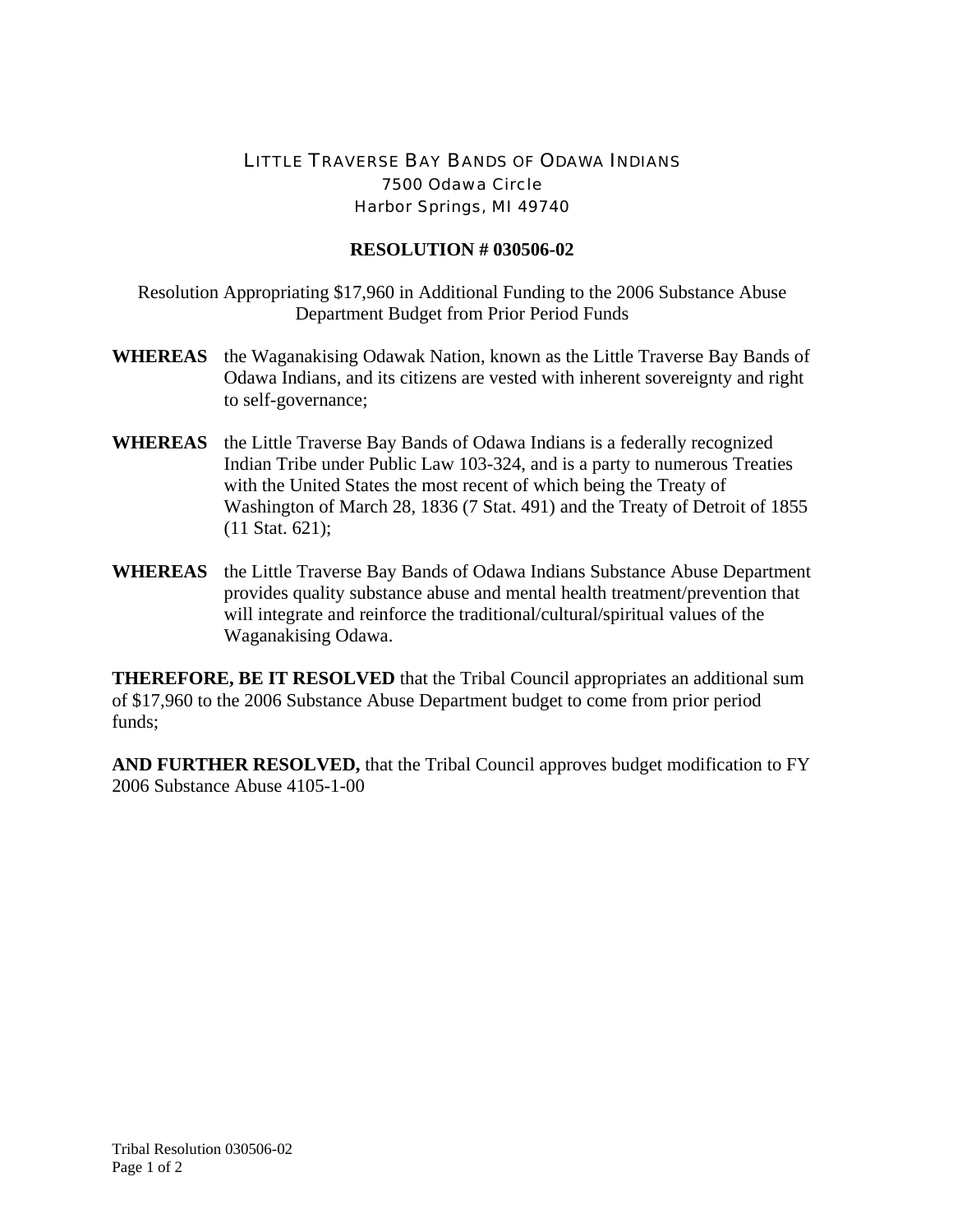LITTLE TRAVERSE BAY BANDS OF ODAWA INDIANS
7500 Odawa Circle
Harbor Springs, MI 49740

**RESOLUTION # 030506-02**

Resolution Appropriating $17,960 in Additional Funding to the 2006 Substance Abuse Department Budget from Prior Period Funds

**WHEREAS** the Waganakising Odawak Nation, known as the Little Traverse Bay Bands of Odawa Indians, and its citizens are vested with inherent sovereignty and right to self-governance;

**WHEREAS** the Little Traverse Bay Bands of Odawa Indians is a federally recognized Indian Tribe under Public Law 103-324, and is a party to numerous Treaties with the United States the most recent of which being the Treaty of Washington of March 28, 1836 (7 Stat. 491) and the Treaty of Detroit of 1855 (11 Stat. 621);

**WHEREAS** the Little Traverse Bay Bands of Odawa Indians Substance Abuse Department provides quality substance abuse and mental health treatment/prevention that will integrate and reinforce the traditional/cultural/spiritual values of the Waganakising Odawa.

**THEREFORE, BE IT RESOLVED** that the Tribal Council appropriates an additional sum of $17,960 to the 2006 Substance Abuse Department budget to come from prior period funds;

**AND FURTHER RESOLVED,** that the Tribal Council approves budget modification to FY 2006 Substance Abuse 4105-1-00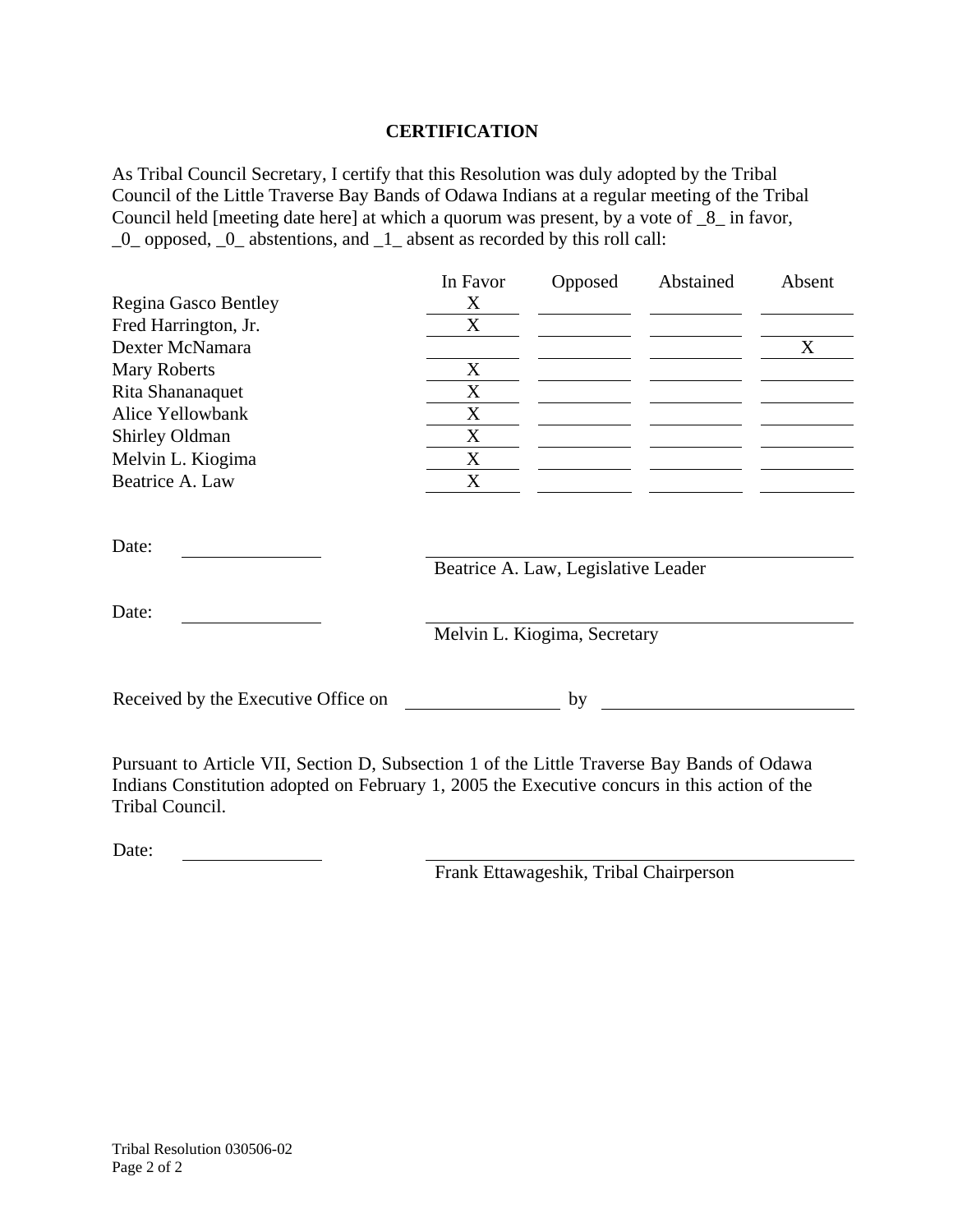## CERTIFICATION

As Tribal Council Secretary, I certify that this Resolution was duly adopted by the Tribal Council of the Little Traverse Bay Bands of Odawa Indians at a regular meeting of the Tribal Council held [meeting date here] at which a quorum was present, by a vote of _8_ in favor, _0_ opposed, _0_ abstentions, and _1_ absent as recorded by this roll call:

| | In Favor | Opposed | Abstained | Absent |
|---|---|---|---|---|
| Regina Gasco Bentley | X | | | |
| Fred Harrington, Jr. | X | | | |
| Dexter McNamara | | | | X |
| Mary Roberts | X | | | |
| Rita Shananaquet | X | | | |
| Alice Yellowbank | X | | | |
| Shirley Oldman | X | | | |
| Melvin L. Kiogima | X | | | |
| Beatrice A. Law | X | | | |

Date: ______________ ______________________________
Beatrice A. Law, Legislative Leader

Date: ______________ ______________________________
Melvin L. Kiogima, Secretary

Received by the Executive Office on ______________ by ______________________

Pursuant to Article VII, Section D, Subsection 1 of the Little Traverse Bay Bands of Odawa Indians Constitution adopted on February 1, 2005 the Executive concurs in this action of the Tribal Council.

Date: ______________ ______________________________
Frank Ettawageshik, Tribal Chairperson

Tribal Resolution 030506-02